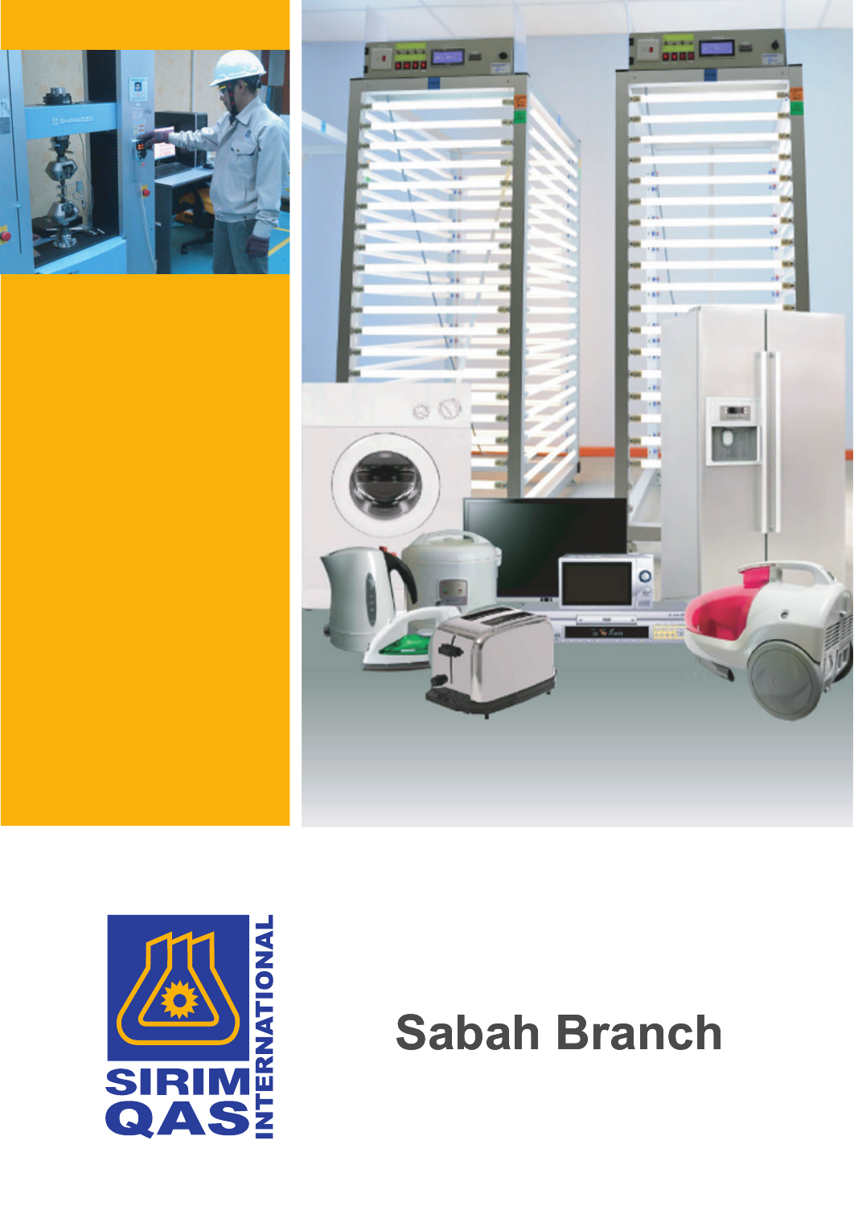SIRIM QAS INTERNATIONAL

# Sabah Branch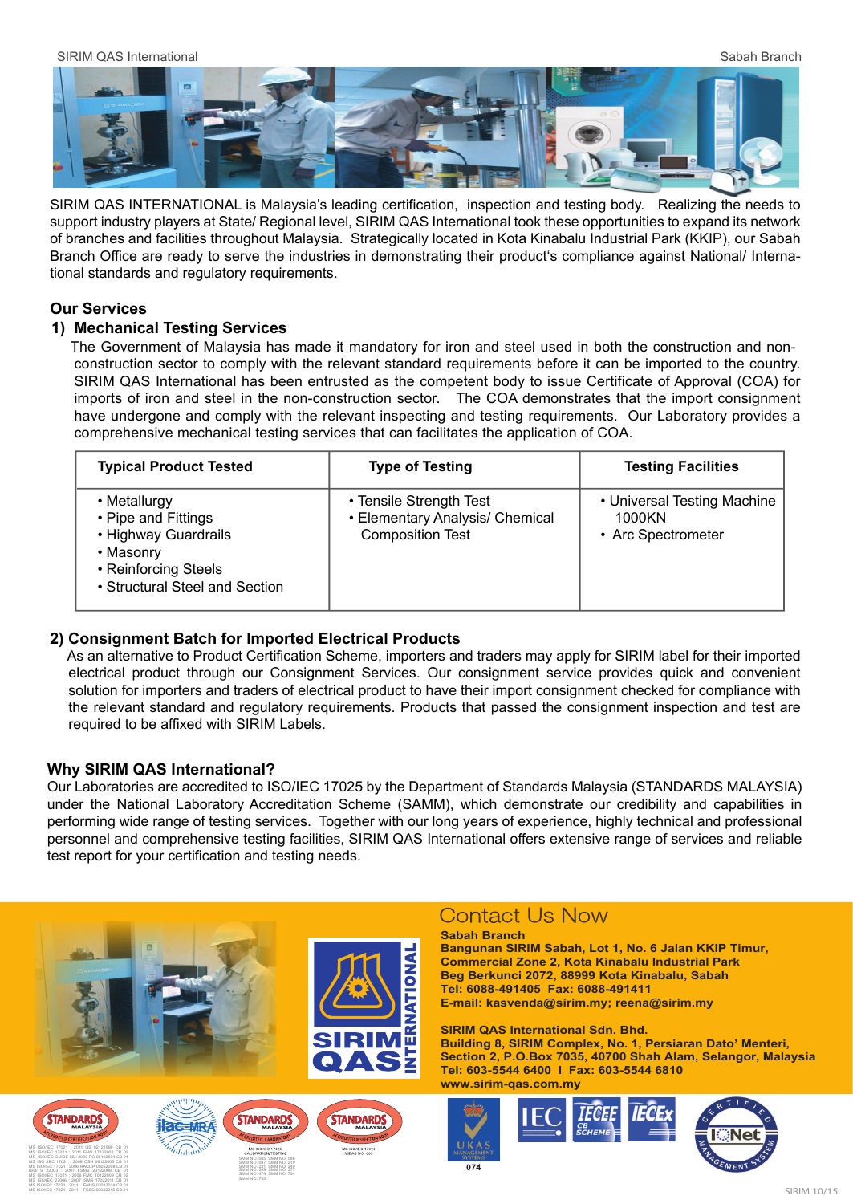SIRIM QAS INTERNATIONAL is Malaysia's leading certification, inspection and testing body. Realizing the needs to support industry players at State/ Regional level, SIRIM QAS International took these opportunities to expand its network of branches and facilities throughout Malaysia. Strategically located in Kota Kinabalu Industrial Park (KKIP), our Sabah Branch Office are ready to serve the industries in demonstrating their product's compliance against National/ International standards and regulatory requirements.

## Our Services

### 1) Mechanical Testing Services

The Government of Malaysia has made it mandatory for iron and steel used in both the construction and non-construction sector to comply with the relevant standard requirements before it can be imported to the country. SIRIM QAS International has been entrusted as the competent body to issue Certificate of Approval (COA) for imports of iron and steel in the non-construction sector. The COA demonstrates that the import consignment have undergone and comply with the relevant inspecting and testing requirements. Our Laboratory provides a comprehensive mechanical testing services that can facilitates the application of COA.

| Typical Product Tested | Type of Testing | Testing Facilities |
|---|---|---|
| • Metallurgy<br>• Pipe and Fittings<br>• Highway Guardrails<br>• Masonry<br>• Reinforcing Steels<br>• Structural Steel and Section | • Tensile Strength Test<br>• Elementary Analysis/ Chemical Composition Test | • Universal Testing Machine 1000KN<br>• Arc Spectrometer |

### 2) Consignment Batch for Imported Electrical Products

As an alternative to Product Certification Scheme, importers and traders may apply for SIRIM label for their imported electrical product through our Consignment Services. Our consignment service provides quick and convenient solution for importers and traders of electrical product to have their import consignment checked for compliance with the relevant standard and regulatory requirements. Products that passed the consignment inspection and test are required to be affixed with SIRIM Labels.

## Why SIRIM QAS International?

Our Laboratories are accredited to ISO/IEC 17025 by the Department of Standards Malaysia (STANDARDS MALAYSIA) under the National Laboratory Accreditation Scheme (SAMM), which demonstrate our credibility and capabilities in performing wide range of testing services. Together with our long years of experience, highly technical and professional personnel and comprehensive testing facilities, SIRIM QAS International offers extensive range of services and reliable test report for your certification and testing needs.

## Contact Us Now

**Sabah Branch**
**Bangunan SIRIM Sabah, Lot 1, No. 6 Jalan KKIP Timur,**
**Commercial Zone 2, Kota Kinabalu Industrial Park**
**Beg Berkunci 2072, 88999 Kota Kinabalu, Sabah**
**Tel: 6088-491405 Fax: 6088-491411**
**E-mail: kasvenda@sirim.my; reena@sirim.my**

**SIRIM QAS International Sdn. Bhd.**
**Building 8, SIRIM Complex, No. 1, Persiaran Dato' Menteri,**
**Section 2, P.O.Box 7035, 40700 Shah Alam, Selangor, Malaysia**
**Tel: 603-5544 6400 I Fax: 603-5544 6810**
**www.sirim-qas.com.my**